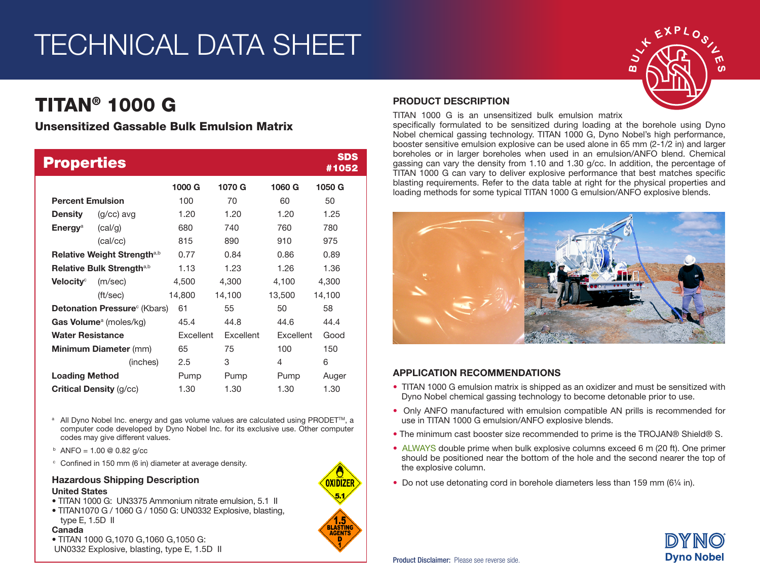# TECHNICAL DATA SHEET

## TITAN® 1000 G

### Unsensitized Gassable Bulk Emulsion Matrix

## Properties

SDS #1052

| | | 1000 G | 1070 G | 1060 G | 1050 G |
|---|---|---|---|---|---|
| **Percent Emulsion** | | 100 | 70 | 60 | 50 |
| **Density** | (g/cc) avg | 1.20 | 1.20 | 1.20 | 1.25 |
| **Energy**[a] | (cal/g) | 680 | 740 | 760 | 780 |
| | (cal/cc) | 815 | 890 | 910 | 975 |
| **Relative Weight Strength**[a,b] | | 0.77 | 0.84 | 0.86 | 0.89 |
| **Relative Bulk Strength**[a,b] | | 1.13 | 1.23 | 1.26 | 1.36 |
| **Velocity**[c] | (m/sec) | 4,500 | 4,300 | 4,100 | 4,300 |
| | (ft/sec) | 14,800 | 14,100 | 13,500 | 14,100 |
| **Detonation Pressure**[c] (Kbars) | | 61 | 55 | 50 | 58 |
| **Gas Volume**[a] (moles/kg) | | 45.4 | 44.8 | 44.6 | 44.4 |
| **Water Resistance** | | Excellent | Excellent | Excellent | Good |
| **Minimum Diameter** (mm) | | 65 | 75 | 100 | 150 |
| | (inches) | 2.5 | 3 | 4 | 6 |
| **Loading Method** | | Pump | Pump | Pump | Auger |
| **Critical Density** (g/cc) | | 1.30 | 1.30 | 1.30 | 1.30 |

[a] All Dyno Nobel Inc. energy and gas volume values are calculated using PRODET™, a computer code developed by Dyno Nobel Inc. for its exclusive use. Other computer codes may give different values.

[b] ANFO = 1.00 @ 0.82 g/cc

[c] Confined in 150 mm (6 in) diameter at average density.

### Hazardous Shipping Description

**United States**

- TITAN 1000 G: UN3375 Ammonium nitrate emulsion, 5.1 II
- TITAN1070 G / 1060 G / 1050 G: UN0332 Explosive, blasting, type E, 1.5D II

**Canada**

- TITAN 1000 G,1070 G,1060 G,1050 G: UN0332 Explosive, blasting, type E, 1.5D II

## PRODUCT DESCRIPTION

TITAN 1000 G is an unsensitized bulk emulsion matrix specifically formulated to be sensitized during loading at the borehole using Dyno Nobel chemical gassing technology. TITAN 1000 G, Dyno Nobel's high performance, booster sensitive emulsion explosive can be used alone in 65 mm (2-1/2 in) and larger boreholes or in larger boreholes when used in an emulsion/ANFO blend. Chemical gassing can vary the density from 1.10 and 1.30 g/cc. In addition, the percentage of TITAN 1000 G can vary to deliver explosive performance that best matches specific blasting requirements. Refer to the data table at right for the physical properties and loading methods for some typical TITAN 1000 G emulsion/ANFO explosive blends.

## APPLICATION RECOMMENDATIONS

- TITAN 1000 G emulsion matrix is shipped as an oxidizer and must be sensitized with Dyno Nobel chemical gassing technology to become detonable prior to use.
- Only ANFO manufactured with emulsion compatible AN prills is recommended for use in TITAN 1000 G emulsion/ANFO explosive blends.
- The minimum cast booster size recommended to prime is the TROJAN® Shield® S.
- ALWAYS double prime when bulk explosive columns exceed 6 m (20 ft). One primer should be positioned near the bottom of the hole and the second nearer the top of the explosive column.
- Do not use detonating cord in borehole diameters less than 159 mm (6¼ in).

**Product Disclaimer:** Please see reverse side.

Dyno Nobel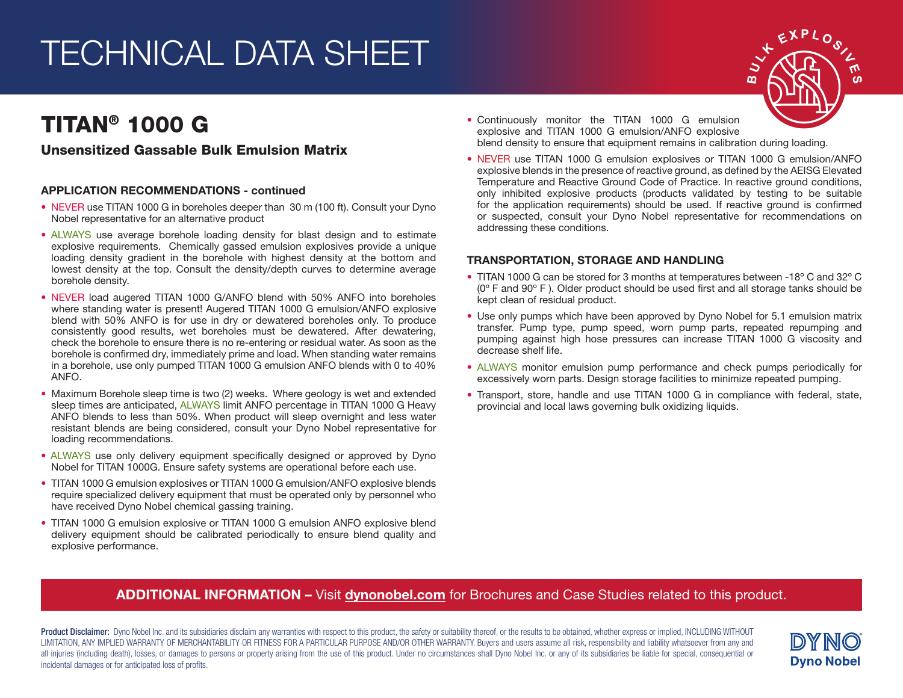# TECHNICAL DATA SHEET

## TITAN® 1000 G

### Unsensitized Gassable Bulk Emulsion Matrix

### APPLICATION RECOMMENDATIONS - continued

- NEVER use TITAN 1000 G in boreholes deeper than 30 m (100 ft). Consult your Dyno Nobel representative for an alternative product
- ALWAYS use average borehole loading density for blast design and to estimate explosive requirements. Chemically gassed emulsion explosives provide a unique loading density gradient in the borehole with highest density at the bottom and lowest density at the top. Consult the density/depth curves to determine average borehole density.
- NEVER load augered TITAN 1000 G/ANFO blend with 50% ANFO into boreholes where standing water is present! Augered TITAN 1000 G emulsion/ANFO explosive blend with 50% ANFO is for use in dry or dewatered boreholes only. To produce consistently good results, wet boreholes must be dewatered. After dewatering, check the borehole to ensure there is no re-entering or residual water. As soon as the borehole is confirmed dry, immediately prime and load. When standing water remains in a borehole, use only pumped TITAN 1000 G emulsion ANFO blends with 0 to 40% ANFO.
- Maximum Borehole sleep time is two (2) weeks. Where geology is wet and extended sleep times are anticipated, ALWAYS limit ANFO percentage in TITAN 1000 G Heavy ANFO blends to less than 50%. When product will sleep overnight and less water resistant blends are being considered, consult your Dyno Nobel representative for loading recommendations.
- ALWAYS use only delivery equipment specifically designed or approved by Dyno Nobel for TITAN 1000G. Ensure safety systems are operational before each use.
- TITAN 1000 G emulsion explosives or TITAN 1000 G emulsion/ANFO explosive blends require specialized delivery equipment that must be operated only by personnel who have received Dyno Nobel chemical gassing training.
- TITAN 1000 G emulsion explosive or TITAN 1000 G emulsion ANFO explosive blend delivery equipment should be calibrated periodically to ensure blend quality and explosive performance.
- Continuously monitor the TITAN 1000 G emulsion explosive and TITAN 1000 G emulsion/ANFO explosive blend density to ensure that equipment remains in calibration during loading.
- NEVER use TITAN 1000 G emulsion explosives or TITAN 1000 G emulsion/ANFO explosive blends in the presence of reactive ground, as defined by the AEISG Elevated Temperature and Reactive Ground Code of Practice. In reactive ground conditions, only inhibited explosive products (products validated by testing to be suitable for the application requirements) should be used. If reactive ground is confirmed or suspected, consult your Dyno Nobel representative for recommendations on addressing these conditions.

### TRANSPORTATION, STORAGE AND HANDLING

- TITAN 1000 G can be stored for 3 months at temperatures between -18º C and 32º C (0º F and 90º F ). Older product should be used first and all storage tanks should be kept clean of residual product.
- Use only pumps which have been approved by Dyno Nobel for 5.1 emulsion matrix transfer. Pump type, pump speed, worn pump parts, repeated repumping and pumping against high hose pressures can increase TITAN 1000 G viscosity and decrease shelf life.
- ALWAYS monitor emulsion pump performance and check pumps periodically for excessively worn parts. Design storage facilities to minimize repeated pumping.
- Transport, store, handle and use TITAN 1000 G in compliance with federal, state, provincial and local laws governing bulk oxidizing liquids.

**ADDITIONAL INFORMATION –** Visit **dynonobel.com** for Brochures and Case Studies related to this product.

**Product Disclaimer:** Dyno Nobel Inc. and its subsidiaries disclaim any warranties with respect to this product, the safety or suitability thereof, or the results to be obtained, whether express or implied, INCLUDING WITHOUT LIMITATION, ANY IMPLIED WARRANTY OF MERCHANTABILITY OR FITNESS FOR A PARTICULAR PURPOSE AND/OR OTHER WARRANTY. Buyers and users assume all risk, responsibility and liability whatsoever from any and all injuries (including death), losses, or damages to persons or property arising from the use of this product. Under no circumstances shall Dyno Nobel Inc. or any of its subsidiaries be liable for special, consequential or incidental damages or for anticipated loss of profits.